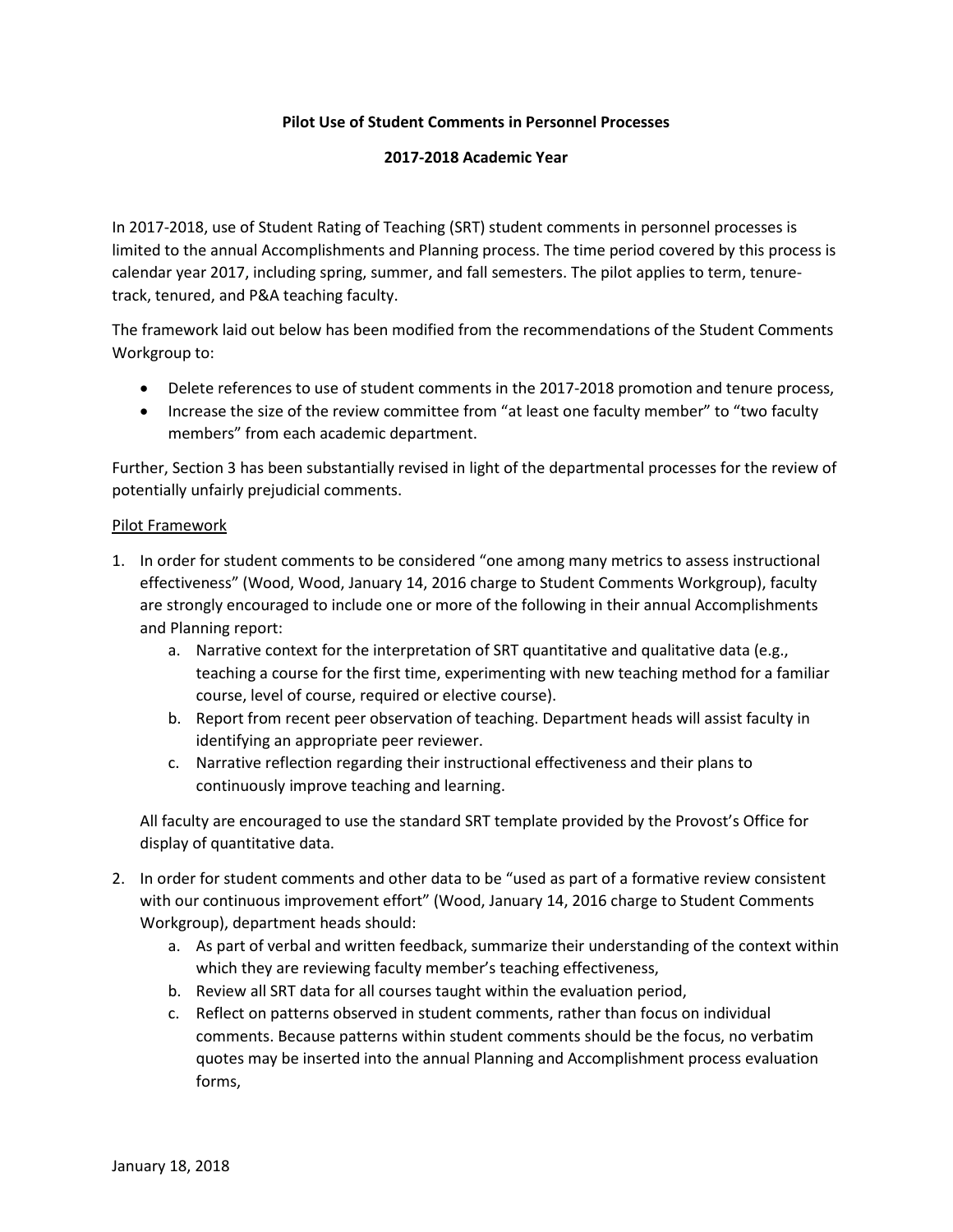**Pilot Use of Student Comments in Personnel Processes**

**2017-2018 Academic Year**

In 2017-2018, use of Student Rating of Teaching (SRT) student comments in personnel processes is limited to the annual Accomplishments and Planning process. The time period covered by this process is calendar year 2017, including spring, summer, and fall semesters. The pilot applies to term, tenure-track, tenured, and P&A teaching faculty.

The framework laid out below has been modified from the recommendations of the Student Comments Workgroup to:

- Delete references to use of student comments in the 2017-2018 promotion and tenure process,
- Increase the size of the review committee from "at least one faculty member" to "two faculty members" from each academic department.

Further, Section 3 has been substantially revised in light of the departmental processes for the review of potentially unfairly prejudicial comments.

<u>Pilot Framework</u>

1. In order for student comments to be considered "one among many metrics to assess instructional effectiveness" (Wood, Wood, January 14, 2016 charge to Student Comments Workgroup), faculty are strongly encouraged to include one or more of the following in their annual Accomplishments and Planning report:
    a. Narrative context for the interpretation of SRT quantitative and qualitative data (e.g., teaching a course for the first time, experimenting with new teaching method for a familiar course, level of course, required or elective course).
    b. Report from recent peer observation of teaching. Department heads will assist faculty in identifying an appropriate peer reviewer.
    c. Narrative reflection regarding their instructional effectiveness and their plans to continuously improve teaching and learning.

    All faculty are encouraged to use the standard SRT template provided by the Provost's Office for display of quantitative data.

2. In order for student comments and other data to be "used as part of a formative review consistent with our continuous improvement effort" (Wood, January 14, 2016 charge to Student Comments Workgroup), department heads should:
    a. As part of verbal and written feedback, summarize their understanding of the context within which they are reviewing faculty member's teaching effectiveness,
    b. Review all SRT data for all courses taught within the evaluation period,
    c. Reflect on patterns observed in student comments, rather than focus on individual comments. Because patterns within student comments should be the focus, no verbatim quotes may be inserted into the annual Planning and Accomplishment process evaluation forms,

January 18, 2018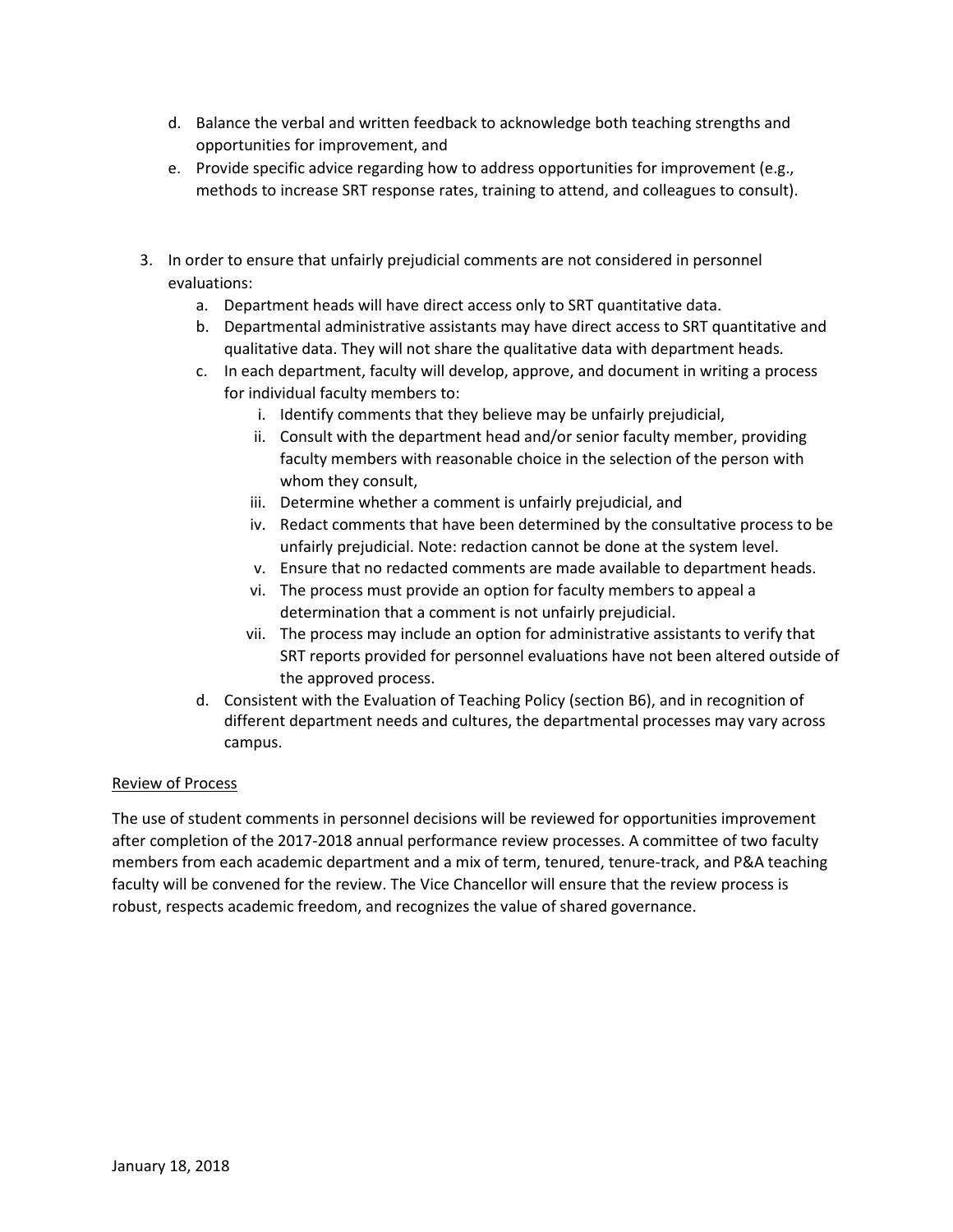d. Balance the verbal and written feedback to acknowledge both teaching strengths and opportunities for improvement, and
e. Provide specific advice regarding how to address opportunities for improvement (e.g., methods to increase SRT response rates, training to attend, and colleagues to consult).

3. In order to ensure that unfairly prejudicial comments are not considered in personnel evaluations:
    a. Department heads will have direct access only to SRT quantitative data.
    b. Departmental administrative assistants may have direct access to SRT quantitative and qualitative data. They will not share the qualitative data with department heads.
    c. In each department, faculty will develop, approve, and document in writing a process for individual faculty members to:
        i. Identify comments that they believe may be unfairly prejudicial,
        ii. Consult with the department head and/or senior faculty member, providing faculty members with reasonable choice in the selection of the person with whom they consult,
        iii. Determine whether a comment is unfairly prejudicial, and
        iv. Redact comments that have been determined by the consultative process to be unfairly prejudicial. Note: redaction cannot be done at the system level.
        v. Ensure that no redacted comments are made available to department heads.
        vi. The process must provide an option for faculty members to appeal a determination that a comment is not unfairly prejudicial.
        vii. The process may include an option for administrative assistants to verify that SRT reports provided for personnel evaluations have not been altered outside of the approved process.
    d. Consistent with the Evaluation of Teaching Policy (section B6), and in recognition of different department needs and cultures, the departmental processes may vary across campus.

<u>Review of Process</u>

The use of student comments in personnel decisions will be reviewed for opportunities improvement after completion of the 2017-2018 annual performance review processes. A committee of two faculty members from each academic department and a mix of term, tenured, tenure-track, and P&A teaching faculty will be convened for the review. The Vice Chancellor will ensure that the review process is robust, respects academic freedom, and recognizes the value of shared governance.

January 18, 2018